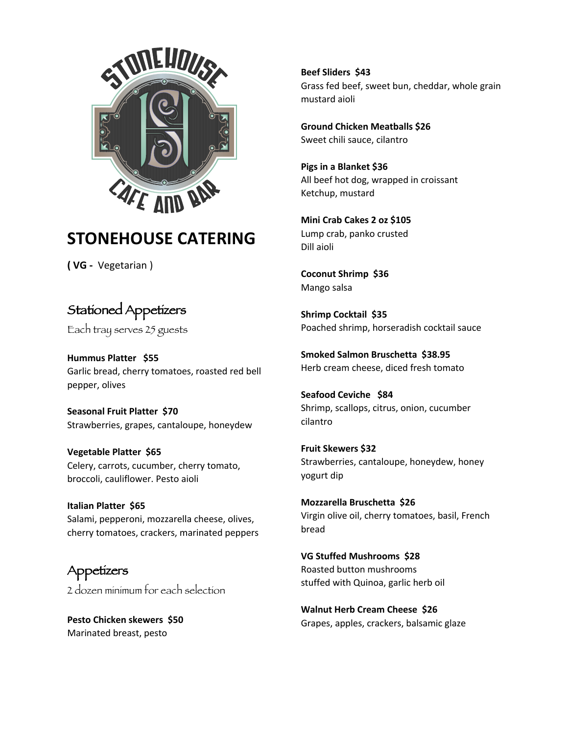# STONEHOUSE CATERING

**( VG -** Vegetarian )

## Stationed Appetizers

Each tray serves 25 guests

**Hummus Platter $55**
Garlic bread, cherry tomatoes, roasted red bell pepper, olives

**Seasonal Fruit Platter $70**
Strawberries, grapes, cantaloupe, honeydew

**Vegetable Platter $65**
Celery, carrots, cucumber, cherry tomato, broccoli, cauliflower. Pesto aioli

**Italian Platter $65**
Salami, pepperoni, mozzarella cheese, olives, cherry tomatoes, crackers, marinated peppers

## Appetizers

2 dozen minimum for each selection

**Pesto Chicken skewers $50**
Marinated breast, pesto

**Beef Sliders $43**
Grass fed beef, sweet bun, cheddar, whole grain mustard aioli

**Ground Chicken Meatballs $26**
Sweet chili sauce, cilantro

**Pigs in a Blanket $36**
All beef hot dog, wrapped in croissant
Ketchup, mustard

**Mini Crab Cakes 2 oz $105**
Lump crab, panko crusted
Dill aioli

**Coconut Shrimp $36**
Mango salsa

**Shrimp Cocktail $35**
Poached shrimp, horseradish cocktail sauce

**Smoked Salmon Bruschetta $38.95**
Herb cream cheese, diced fresh tomato

**Seafood Ceviche $84**
Shrimp, scallops, citrus, onion, cucumber cilantro

**Fruit Skewers $32**
Strawberries, cantaloupe, honeydew, honey yogurt dip

**Mozzarella Bruschetta $26**
Virgin olive oil, cherry tomatoes, basil, French bread

**VG Stuffed Mushrooms $28**
Roasted button mushrooms
stuffed with Quinoa, garlic herb oil

**Walnut Herb Cream Cheese $26**
Grapes, apples, crackers, balsamic glaze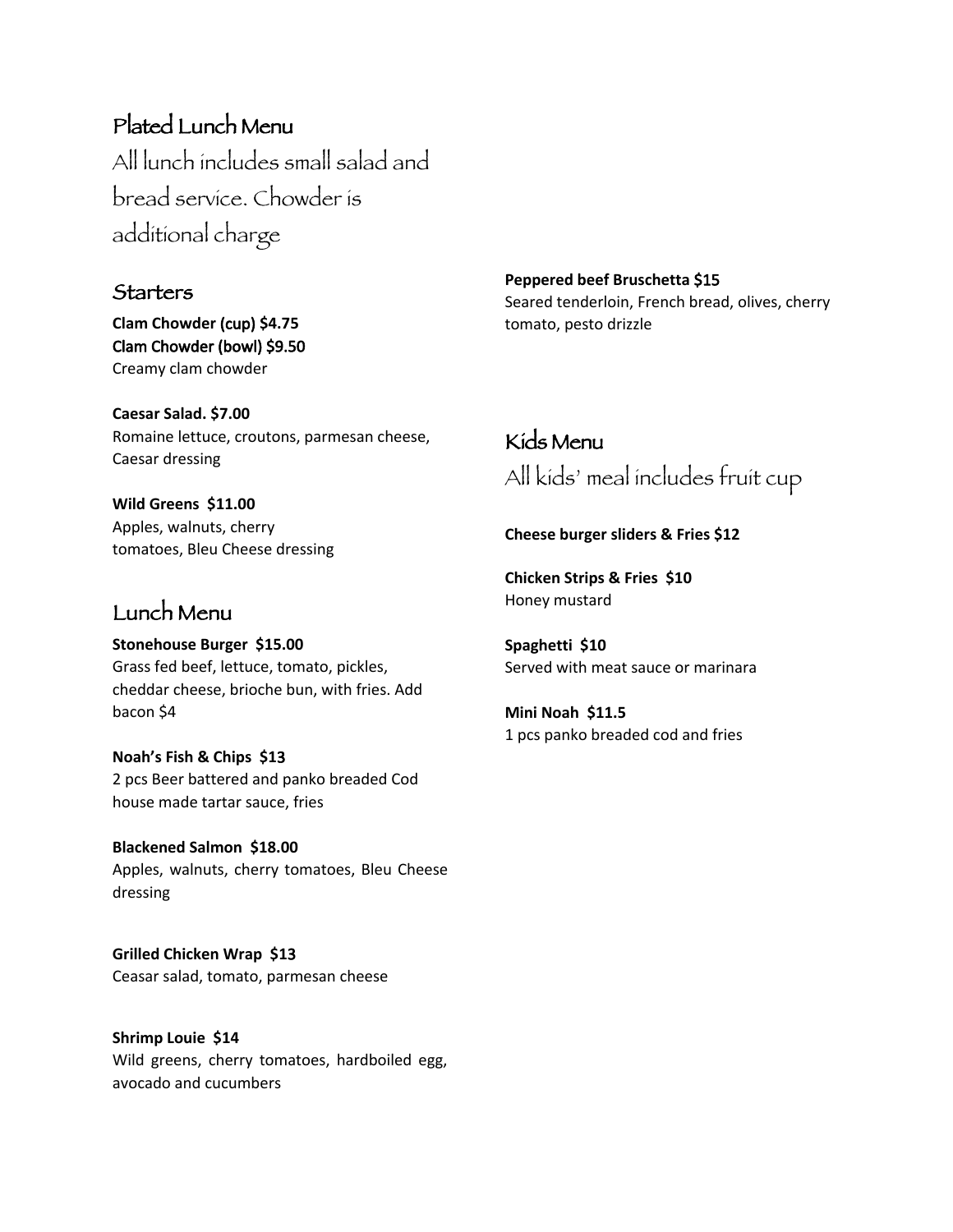# Plated Lunch Menu

All lunch includes small salad and bread service. Chowder is additional charge

## Starters

**Clam Chowder (cup) $4.75**
**Clam Chowder (bowl) $9.50**
Creamy clam chowder

**Caesar Salad. $7.00**
Romaine lettuce, croutons, parmesan cheese, Caesar dressing

**Wild Greens  $11.00**
Apples, walnuts, cherry tomatoes, Bleu Cheese dressing

## Lunch Menu

**Stonehouse Burger  $15.00**
Grass fed beef, lettuce, tomato, pickles, cheddar cheese, brioche bun, with fries. Add bacon $4

**Noah's Fish & Chips  $13**
2 pcs Beer battered and panko breaded Cod house made tartar sauce, fries

**Blackened Salmon  $18.00**
Apples, walnuts, cherry tomatoes, Bleu Cheese dressing

**Grilled Chicken Wrap  $13**
Ceasar salad, tomato, parmesan cheese

**Shrimp Louie  $14**
Wild greens, cherry tomatoes, hardboiled egg, avocado and cucumbers

**Peppered beef Bruschetta $15**
Seared tenderloin, French bread, olives, cherry tomato, pesto drizzle

## Kids Menu

All kids' meal includes fruit cup

**Cheese burger sliders & Fries $12**

**Chicken Strips & Fries  $10**
Honey mustard

**Spaghetti  $10**
Served with meat sauce or marinara

**Mini Noah  $11.5**
1 pcs panko breaded cod and fries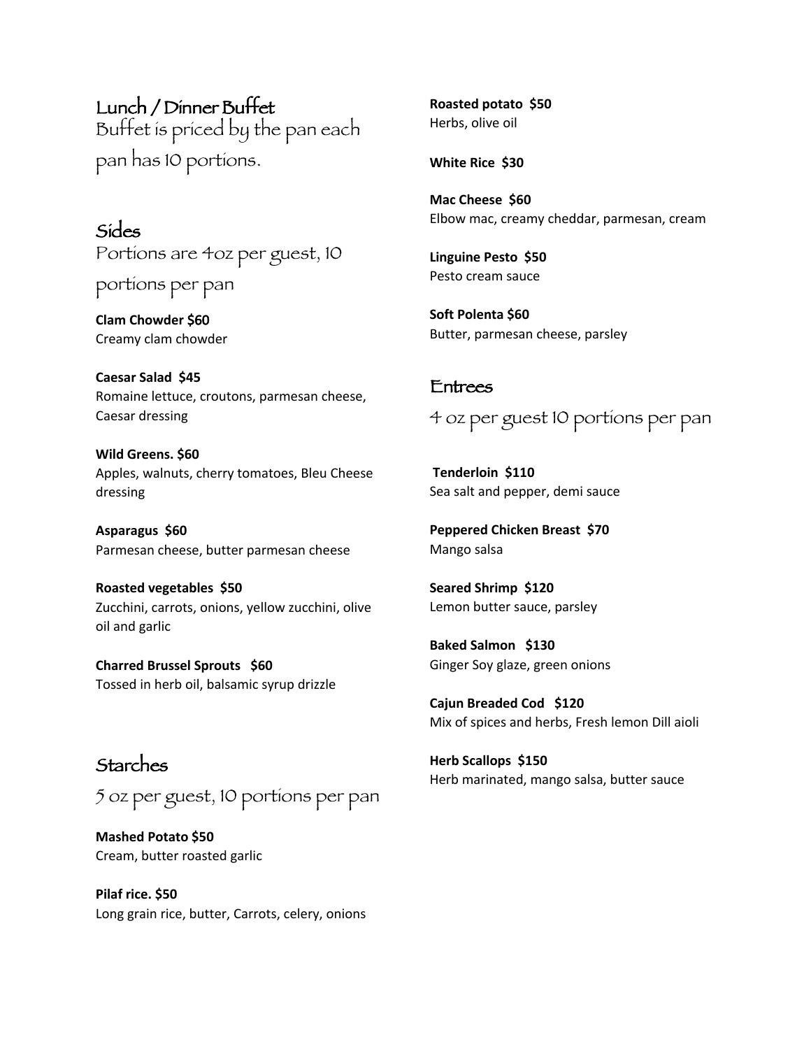## Lunch / Dinner Buffet

Buffet is priced by the pan each pan has 10 portions.

### Sides

Portions are 4oz per guest, 10 portions per pan

**Clam Chowder $60**
Creamy clam chowder

**Caesar Salad  $45**
Romaine lettuce, croutons, parmesan cheese, Caesar dressing

**Wild Greens. $60**
Apples, walnuts, cherry tomatoes, Bleu Cheese dressing

**Asparagus  $60**
Parmesan cheese, butter parmesan cheese

**Roasted vegetables  $50**
Zucchini, carrots, onions, yellow zucchini, olive oil and garlic

**Charred Brussel Sprouts   $60**
Tossed in herb oil, balsamic syrup drizzle

### Starches

5 oz per guest, 10 portions per pan

**Mashed Potato $50**
Cream, butter roasted garlic

**Pilaf rice. $50**
Long grain rice, butter, Carrots, celery, onions

**Roasted potato  $50**
Herbs, olive oil

**White Rice  $30**

**Mac Cheese  $60**
Elbow mac, creamy cheddar, parmesan, cream

**Linguine Pesto  $50**
Pesto cream sauce

**Soft Polenta $60**
Butter, parmesan cheese, parsley

### Entrees

4 oz per guest 10 portions per pan

**Tenderloin  $110**
Sea salt and pepper, demi sauce

**Peppered Chicken Breast  $70**
Mango salsa

**Seared Shrimp  $120**
Lemon butter sauce, parsley

**Baked Salmon   $130**
Ginger Soy glaze, green onions

**Cajun Breaded Cod   $120**
Mix of spices and herbs, Fresh lemon Dill aioli

**Herb Scallops  $150**
Herb marinated, mango salsa, butter sauce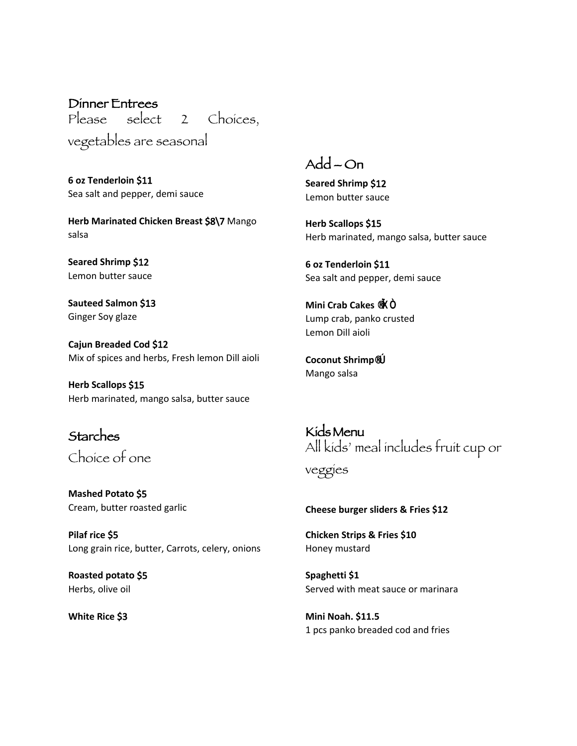## Dinner Entrees

Please select 2 Choices, vegetables are seasonal

**6 oz Tenderloin $11**
Sea salt and pepper, demi sauce

**Herb Marinated Chicken Breast $8\7** Mango salsa

**Seared Shrimp $12**
Lemon butter sauce

**Sauteed Salmon $13**
Ginger Soy glaze

**Cajun Breaded Cod $12**
Mix of spices and herbs, Fresh lemon Dill aioli

**Herb Scallops $15**
Herb marinated, mango salsa, butter sauce

## Starches

Choice of one

**Mashed Potato $5**
Cream, butter roasted garlic

**Pilaf rice $5**
Long grain rice, butter, Carrots, celery, onions

**Roasted potato $5**
Herbs, olive oil

**White Rice $3**

## Add – On

**Seared Shrimp $12**
Lemon butter sauce

**Herb Scallops $15**
Herb marinated, mango salsa, butter sauce

**6 oz Tenderloin $11**
Sea salt and pepper, demi sauce

**Mini Crab Cakes ®̌X Ò**
Lump crab, panko crusted
Lemon Dill aioli

**Coconut Shrimp®Ú**
Mango salsa

## Kids Menu

All kids' meal includes fruit cup or veggies

**Cheese burger sliders & Fries $12**

**Chicken Strips & Fries $10**
Honey mustard

**Spaghetti $1**
Served with meat sauce or marinara

**Mini Noah. $11.5**
1 pcs panko breaded cod and fries